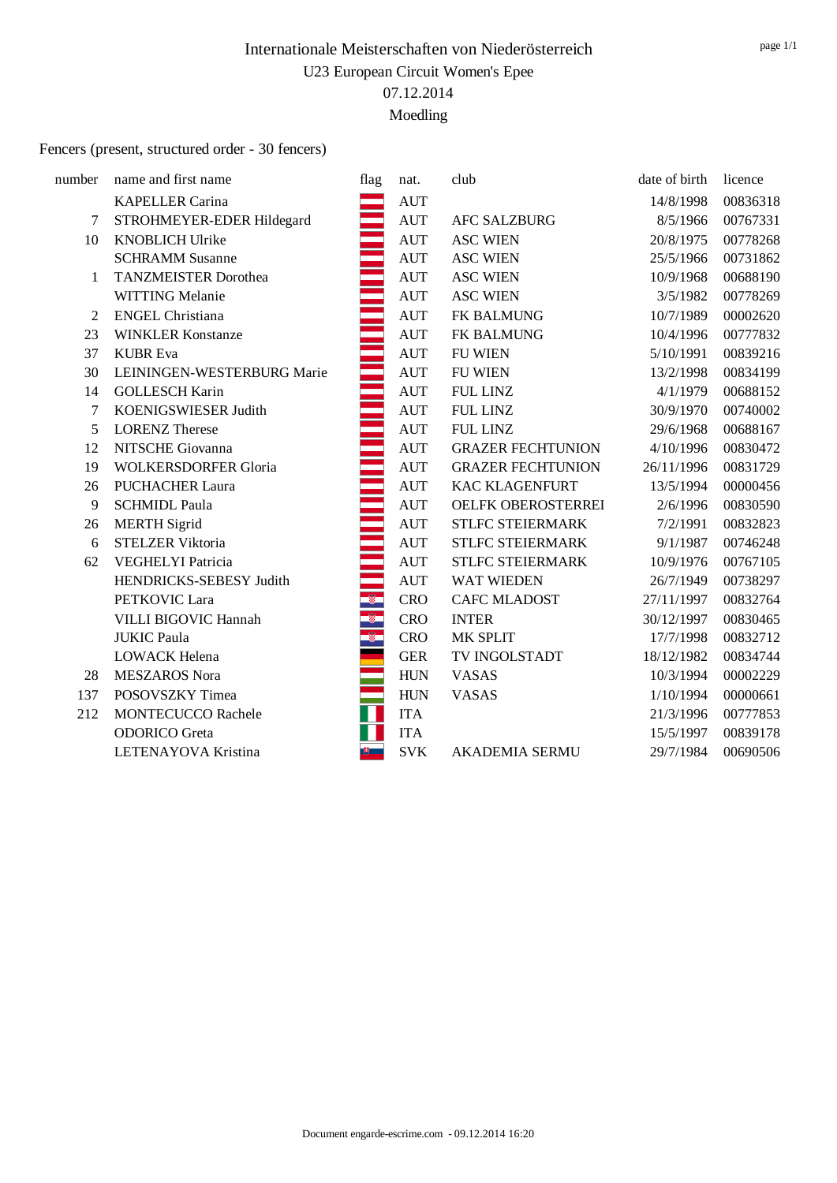# Internationale Meisterschaften von Niederösterreich

U23 European Circuit Women's Epee

07.12.2014

Moedling

Fencers (present, structured order - 30 fencers)

| number | name and first name | flag | nat. | club | date of birth | licence |
|---|---|---|---|---|---|---|
| | KAPELLER Carina | | AUT | | 14/8/1998 | 00836318 |
| 7 | STROHMEYER-EDER Hildegard | | AUT | AFC SALZBURG | 8/5/1966 | 00767331 |
| 10 | KNOBLICH Ulrike | | AUT | ASC WIEN | 20/8/1975 | 00778268 |
| | SCHRAMM Susanne | | AUT | ASC WIEN | 25/5/1966 | 00731862 |
| 1 | TANZMEISTER Dorothea | | AUT | ASC WIEN | 10/9/1968 | 00688190 |
| | WITTING Melanie | | AUT | ASC WIEN | 3/5/1982 | 00778269 |
| 2 | ENGEL Christiana | | AUT | FK BALMUNG | 10/7/1989 | 00002620 |
| 23 | WINKLER Konstanze | | AUT | FK BALMUNG | 10/4/1996 | 00777832 |
| 37 | KUBR Eva | | AUT | FU WIEN | 5/10/1991 | 00839216 |
| 30 | LEININGEN-WESTERBURG Marie | | AUT | FU WIEN | 13/2/1998 | 00834199 |
| 14 | GOLLESCH Karin | | AUT | FUL LINZ | 4/1/1979 | 00688152 |
| 7 | KOENIGSWIESER Judith | | AUT | FUL LINZ | 30/9/1970 | 00740002 |
| 5 | LORENZ Therese | | AUT | FUL LINZ | 29/6/1968 | 00688167 |
| 12 | NITSCHE Giovanna | | AUT | GRAZER FECHTUNION | 4/10/1996 | 00830472 |
| 19 | WOLKERSDORFER Gloria | | AUT | GRAZER FECHTUNION | 26/11/1996 | 00831729 |
| 26 | PUCHACHER Laura | | AUT | KAC KLAGENFURT | 13/5/1994 | 00000456 |
| 9 | SCHMIDL Paula | | AUT | OELFK OBEROSTERREI | 2/6/1996 | 00830590 |
| 26 | MERTH Sigrid | | AUT | STLFC STEIERMARK | 7/2/1991 | 00832823 |
| 6 | STELZER Viktoria | | AUT | STLFC STEIERMARK | 9/1/1987 | 00746248 |
| 62 | VEGHELYI Patricia | | AUT | STLFC STEIERMARK | 10/9/1976 | 00767105 |
| | HENDRICKS-SEBESY Judith | | AUT | WAT WIEDEN | 26/7/1949 | 00738297 |
| | PETKOVIC Lara | | CRO | CAFC MLADOST | 27/11/1997 | 00832764 |
| | VILLI BIGOVIC Hannah | | CRO | INTER | 30/12/1997 | 00830465 |
| | JUKIC Paula | | CRO | MK SPLIT | 17/7/1998 | 00832712 |
| | LOWACK Helena | | GER | TV INGOLSTADT | 18/12/1982 | 00834744 |
| 28 | MESZAROS Nora | | HUN | VASAS | 10/3/1994 | 00002229 |
| 137 | POSOVSZKY Timea | | HUN | VASAS | 1/10/1994 | 00000661 |
| 212 | MONTECUCCO Rachele | | ITA | | 21/3/1996 | 00777853 |
| | ODORICO Greta | | ITA | | 15/5/1997 | 00839178 |
| | LETENAYOVA Kristina | | SVK | AKADEMIA SERMU | 29/7/1984 | 00690506 |

Document engarde-escrime.com - 09.12.2014 16:20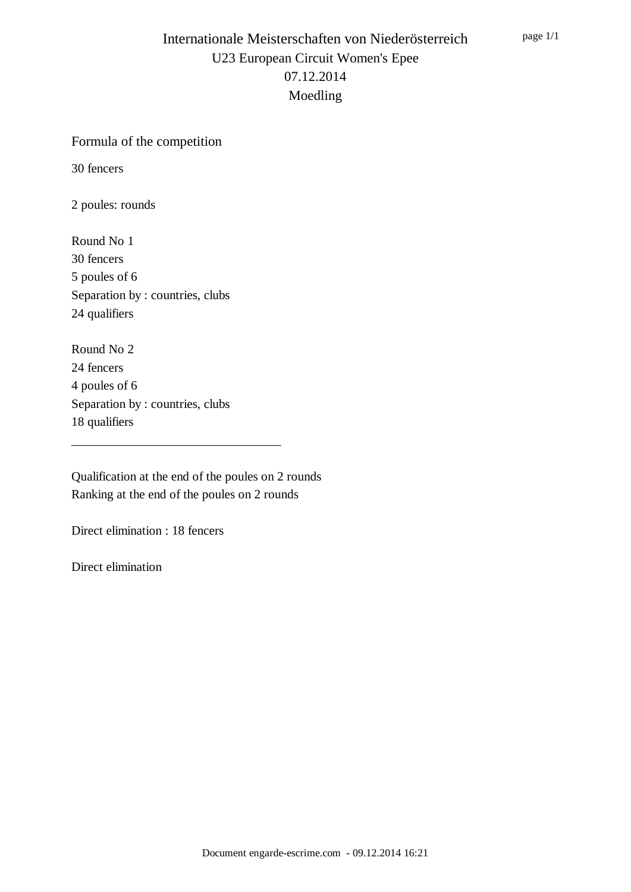# Internationale Meisterschaften von Niederösterreich

U23 European Circuit Women's Epee

07.12.2014

Moedling

## Formula of the competition

30 fencers

2 poules: rounds

Round No 1
30 fencers
5 poules of 6
Separation by : countries, clubs
24 qualifiers

Round No 2
24 fencers
4 poules of 6
Separation by : countries, clubs
18 qualifiers

---

Qualification at the end of the poules on 2 rounds
Ranking at the end of the poules on 2 rounds

Direct elimination : 18 fencers

Direct elimination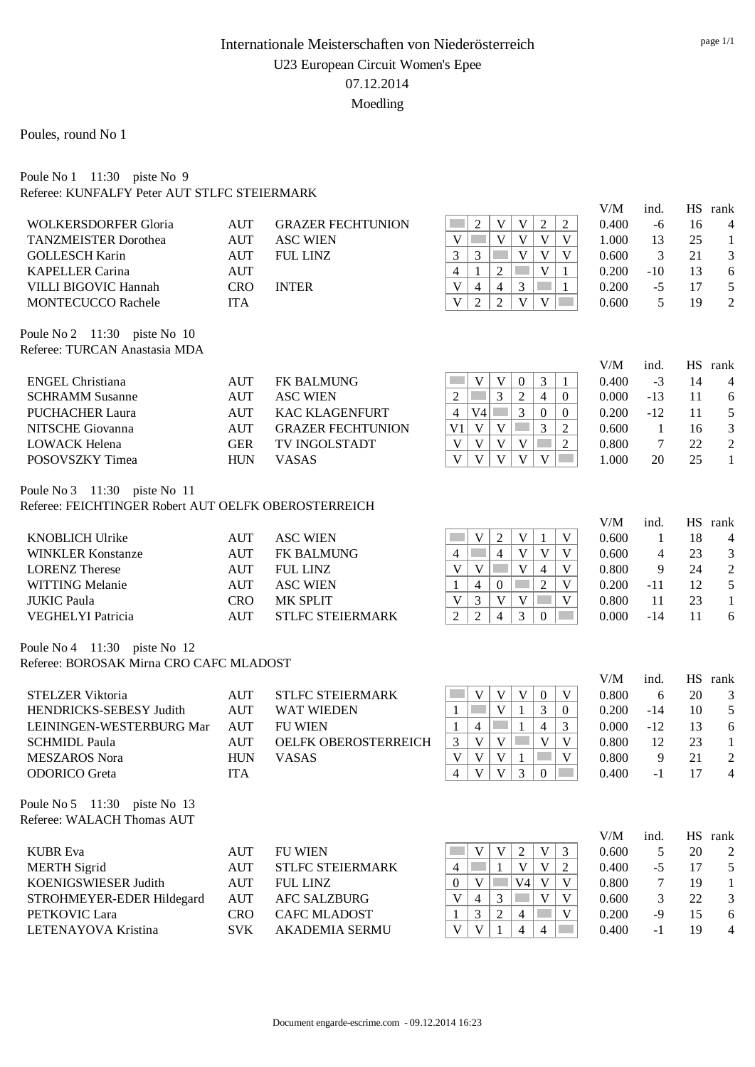# Internationale Meisterschaften von Niederösterreich

U23 European Circuit Women's Epee

07.12.2014

Moedling

Poules, round No 1

Poule No 1 11:30 piste No 9

Referee: KUNFALFY Peter AUT STLFC STEIERMARK

| Name | Nat | Club | 1 | 2 | 3 | 4 | 5 | 6 | V/M | ind. | HS | rank |
|---|---|---|---|---|---|---|---|---|---|---|---|---|
| WOLKERSDORFER Gloria | AUT | GRAZER FECHTUNION | | 2 | V | V | 2 | 2 | 0.400 | -6 | 16 | 4 |
| TANZMEISTER Dorothea | AUT | ASC WIEN | V | | V | V | V | V | 1.000 | 13 | 25 | 1 |
| GOLLESCH Karin | AUT | FUL LINZ | 3 | 3 | | V | V | V | 0.600 | 3 | 21 | 3 |
| KAPELLER Carina | AUT | | 4 | 1 | 2 | | V | 1 | 0.200 | -10 | 13 | 6 |
| VILLI BIGOVIC Hannah | CRO | INTER | V | 4 | 4 | 3 | | 1 | 0.200 | -5 | 17 | 5 |
| MONTECUCCO Rachele | ITA | | V | 2 | 2 | V | V | | 0.600 | 5 | 19 | 2 |

Poule No 2 11:30 piste No 10

Referee: TURCAN Anastasia MDA

| Name | Nat | Club | 1 | 2 | 3 | 4 | 5 | 6 | V/M | ind. | HS | rank |
|---|---|---|---|---|---|---|---|---|---|---|---|---|
| ENGEL Christiana | AUT | FK BALMUNG | | V | V | 0 | 3 | 1 | 0.400 | -3 | 14 | 4 |
| SCHRAMM Susanne | AUT | ASC WIEN | 2 | | 3 | 2 | 4 | 0 | 0.000 | -13 | 11 | 6 |
| PUCHACHER Laura | AUT | KAC KLAGENFURT | 4 | V4 | | 3 | 0 | 0 | 0.200 | -12 | 11 | 5 |
| NITSCHE Giovanna | AUT | GRAZER FECHTUNION | V1 | V | V | | 3 | 2 | 0.600 | 1 | 16 | 3 |
| LOWACK Helena | GER | TV INGOLSTADT | V | V | V | V | | 2 | 0.800 | 7 | 22 | 2 |
| POSOVSZKY Timea | HUN | VASAS | V | V | V | V | V | | 1.000 | 20 | 25 | 1 |

Poule No 3 11:30 piste No 11

Referee: FEICHTINGER Robert AUT OELFK OBEROSTERREICH

| Name | Nat | Club | 1 | 2 | 3 | 4 | 5 | 6 | V/M | ind. | HS | rank |
|---|---|---|---|---|---|---|---|---|---|---|---|---|
| KNOBLICH Ulrike | AUT | ASC WIEN | | V | 2 | V | 1 | V | 0.600 | 1 | 18 | 4 |
| WINKLER Konstanze | AUT | FK BALMUNG | 4 | | 4 | V | V | V | 0.600 | 4 | 23 | 3 |
| LORENZ Therese | AUT | FUL LINZ | V | V | | V | 4 | V | 0.800 | 9 | 24 | 2 |
| WITTING Melanie | AUT | ASC WIEN | 1 | 4 | 0 | | 2 | V | 0.200 | -11 | 12 | 5 |
| JUKIC Paula | CRO | MK SPLIT | V | 3 | V | V | | V | 0.800 | 11 | 23 | 1 |
| VEGHELYI Patricia | AUT | STLFC STEIERMARK | 2 | 2 | 4 | 3 | 0 | | 0.000 | -14 | 11 | 6 |

Poule No 4 11:30 piste No 12

Referee: BOROSAK Mirna CRO CAFC MLADOST

| Name | Nat | Club | 1 | 2 | 3 | 4 | 5 | 6 | V/M | ind. | HS | rank |
|---|---|---|---|---|---|---|---|---|---|---|---|---|
| STELZER Viktoria | AUT | STLFC STEIERMARK | | V | V | V | 0 | V | 0.800 | 6 | 20 | 3 |
| HENDRICKS-SEBESY Judith | AUT | WAT WIEDEN | 1 | | V | 1 | 3 | 0 | 0.200 | -14 | 10 | 5 |
| LEININGEN-WESTERBURG Mar | AUT | FU WIEN | 1 | 4 | | 1 | 4 | 3 | 0.000 | -12 | 13 | 6 |
| SCHMIDL Paula | AUT | OELFK OBEROSTERREICH | 3 | V | V | | V | V | 0.800 | 12 | 23 | 1 |
| MESZAROS Nora | HUN | VASAS | V | V | V | 1 | | V | 0.800 | 9 | 21 | 2 |
| ODORICO Greta | ITA | | 4 | V | V | 3 | 0 | | 0.400 | -1 | 17 | 4 |

Poule No 5 11:30 piste No 13

Referee: WALACH Thomas AUT

| Name | Nat | Club | 1 | 2 | 3 | 4 | 5 | 6 | V/M | ind. | HS | rank |
|---|---|---|---|---|---|---|---|---|---|---|---|---|
| KUBR Eva | AUT | FU WIEN | | V | V | 2 | V | 3 | 0.600 | 5 | 20 | 2 |
| MERTH Sigrid | AUT | STLFC STEIERMARK | 4 | | 1 | V | V | 2 | 0.400 | -5 | 17 | 5 |
| KOENIGSWIESER Judith | AUT | FUL LINZ | 0 | V | | V4 | V | V | 0.800 | 7 | 19 | 1 |
| STROHMEYER-EDER Hildegard | AUT | AFC SALZBURG | V | 4 | 3 | | V | V | 0.600 | 3 | 22 | 3 |
| PETKOVIC Lara | CRO | CAFC MLADOST | 1 | 3 | 2 | 4 | | V | 0.200 | -9 | 15 | 6 |
| LETENAYOVA Kristina | SVK | AKADEMIA SERMU | V | V | 1 | 4 | 4 | | 0.400 | -1 | 19 | 4 |

Document engarde-escrime.com - 09.12.2014 16:23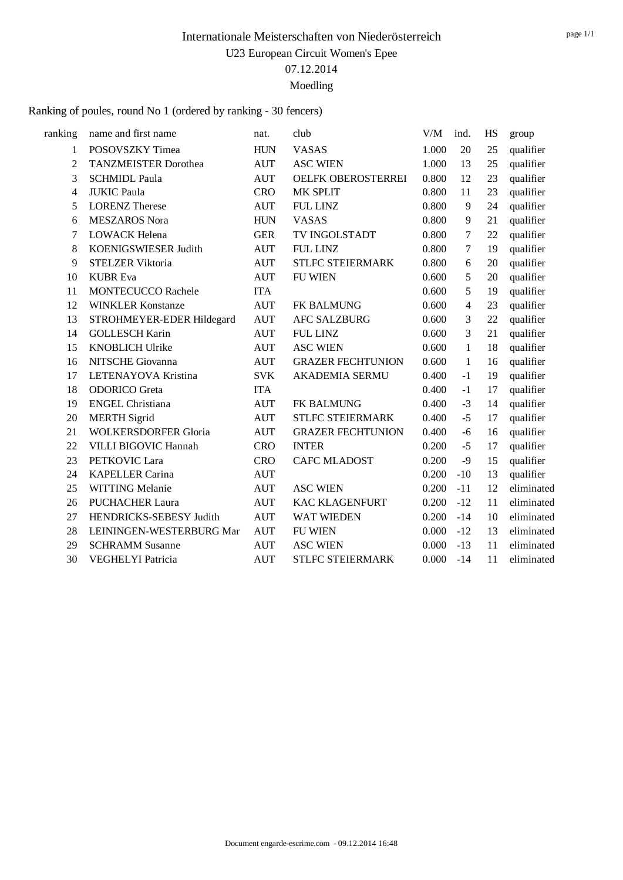# Internationale Meisterschaften von Niederösterreich

U23 European Circuit Women's Epee

07.12.2014

Moedling

Ranking of poules, round No 1 (ordered by ranking - 30 fencers)

| ranking | name and first name | nat. | club | V/M | ind. | HS | group |
|---|---|---|---|---|---|---|---|
| 1 | POSOVSZKY Timea | HUN | VASAS | 1.000 | 20 | 25 | qualifier |
| 2 | TANZMEISTER Dorothea | AUT | ASC WIEN | 1.000 | 13 | 25 | qualifier |
| 3 | SCHMIDL Paula | AUT | OELFK OBEROSTERREI | 0.800 | 12 | 23 | qualifier |
| 4 | JUKIC Paula | CRO | MK SPLIT | 0.800 | 11 | 23 | qualifier |
| 5 | LORENZ Therese | AUT | FUL LINZ | 0.800 | 9 | 24 | qualifier |
| 6 | MESZAROS Nora | HUN | VASAS | 0.800 | 9 | 21 | qualifier |
| 7 | LOWACK Helena | GER | TV INGOLSTADT | 0.800 | 7 | 22 | qualifier |
| 8 | KOENIGSWIESER Judith | AUT | FUL LINZ | 0.800 | 7 | 19 | qualifier |
| 9 | STELZER Viktoria | AUT | STLFC STEIERMARK | 0.800 | 6 | 20 | qualifier |
| 10 | KUBR Eva | AUT | FU WIEN | 0.600 | 5 | 20 | qualifier |
| 11 | MONTECUCCO Rachele | ITA | | 0.600 | 5 | 19 | qualifier |
| 12 | WINKLER Konstanze | AUT | FK BALMUNG | 0.600 | 4 | 23 | qualifier |
| 13 | STROHMEYER-EDER Hildegard | AUT | AFC SALZBURG | 0.600 | 3 | 22 | qualifier |
| 14 | GOLLESCH Karin | AUT | FUL LINZ | 0.600 | 3 | 21 | qualifier |
| 15 | KNOBLICH Ulrike | AUT | ASC WIEN | 0.600 | 1 | 18 | qualifier |
| 16 | NITSCHE Giovanna | AUT | GRAZER FECHTUNION | 0.600 | 1 | 16 | qualifier |
| 17 | LETENAYOVA Kristina | SVK | AKADEMIA SERMU | 0.400 | -1 | 19 | qualifier |
| 18 | ODORICO Greta | ITA | | 0.400 | -1 | 17 | qualifier |
| 19 | ENGEL Christiana | AUT | FK BALMUNG | 0.400 | -3 | 14 | qualifier |
| 20 | MERTH Sigrid | AUT | STLFC STEIERMARK | 0.400 | -5 | 17 | qualifier |
| 21 | WOLKERSDORFER Gloria | AUT | GRAZER FECHTUNION | 0.400 | -6 | 16 | qualifier |
| 22 | VILLI BIGOVIC Hannah | CRO | INTER | 0.200 | -5 | 17 | qualifier |
| 23 | PETKOVIC Lara | CRO | CAFC MLADOST | 0.200 | -9 | 15 | qualifier |
| 24 | KAPELLER Carina | AUT | | 0.200 | -10 | 13 | qualifier |
| 25 | WITTING Melanie | AUT | ASC WIEN | 0.200 | -11 | 12 | eliminated |
| 26 | PUCHACHER Laura | AUT | KAC KLAGENFURT | 0.200 | -12 | 11 | eliminated |
| 27 | HENDRICKS-SEBESY Judith | AUT | WAT WIEDEN | 0.200 | -14 | 10 | eliminated |
| 28 | LEININGEN-WESTERBURG Mar | AUT | FU WIEN | 0.000 | -12 | 13 | eliminated |
| 29 | SCHRAMM Susanne | AUT | ASC WIEN | 0.000 | -13 | 11 | eliminated |
| 30 | VEGHELYI Patricia | AUT | STLFC STEIERMARK | 0.000 | -14 | 11 | eliminated |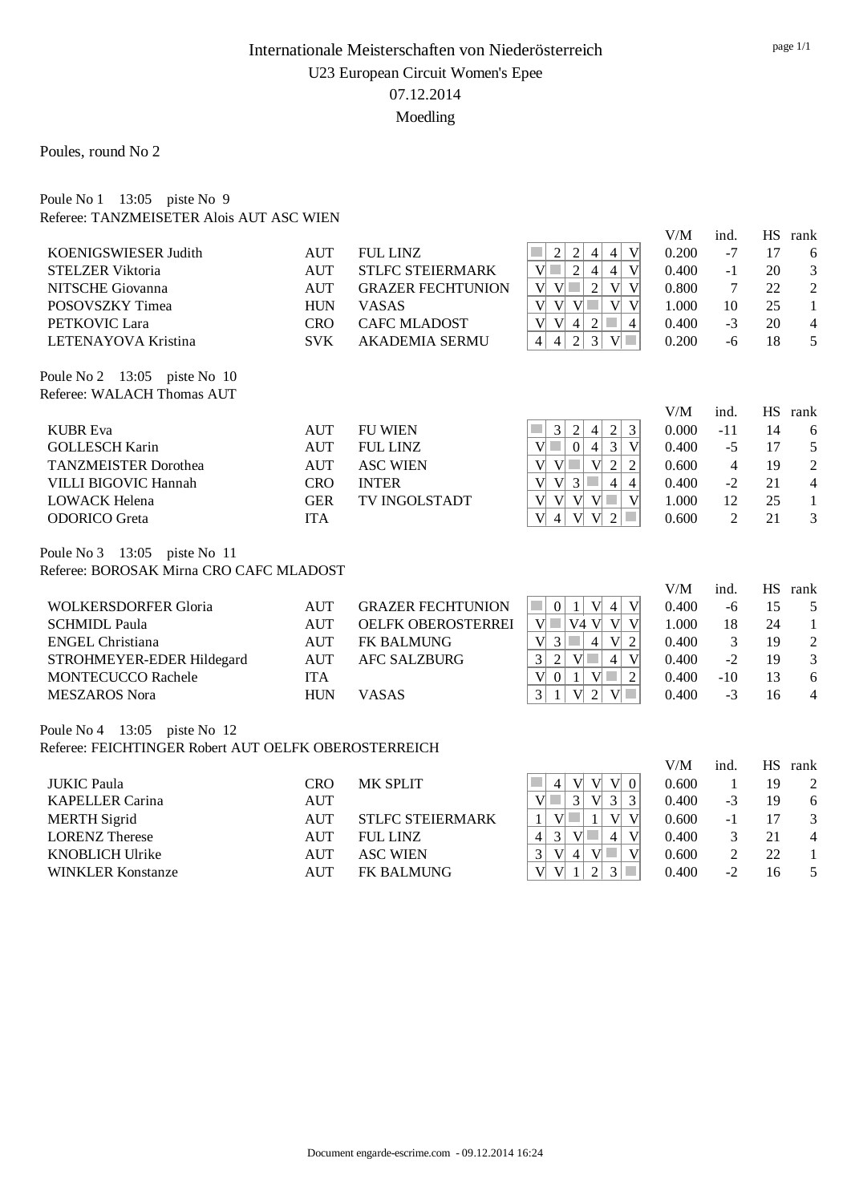# Internationale Meisterschaften von Niederösterreich

## U23 European Circuit Women's Epee

## 07.12.2014

## Moedling

Poules, round No 2

### Poule No 1 13:05 piste No 9

Referee: TANZMEISETER Alois AUT ASC WIEN

| Name | Nation | Club | 1 | 2 | 3 | 4 | 5 | 6 | V/M | ind. | HS | rank |
|---|---|---|---|---|---|---|---|---|---|---|---|---|
| KOENIGSWIESER Judith | AUT | FUL LINZ | | 2 | 2 | 4 | 4 | V | 0.200 | -7 | 17 | 6 |
| STELZER Viktoria | AUT | STLFC STEIERMARK | V | | 2 | 4 | 4 | V | 0.400 | -1 | 20 | 3 |
| NITSCHE Giovanna | AUT | GRAZER FECHTUNION | V | V | | 2 | V | V | 0.800 | 7 | 22 | 2 |
| POSOVSZKY Timea | HUN | VASAS | V | V | V | | V | V | 1.000 | 10 | 25 | 1 |
| PETKOVIC Lara | CRO | CAFC MLADOST | V | V | 4 | 2 | | 4 | 0.400 | -3 | 20 | 4 |
| LETENAYOVA Kristina | SVK | AKADEMIA SERMU | 4 | 4 | 2 | 3 | V | | 0.200 | -6 | 18 | 5 |

### Poule No 2 13:05 piste No 10

Referee: WALACH Thomas AUT

| Name | Nation | Club | 1 | 2 | 3 | 4 | 5 | 6 | V/M | ind. | HS | rank |
|---|---|---|---|---|---|---|---|---|---|---|---|---|
| KUBR Eva | AUT | FU WIEN | | 3 | 2 | 4 | 2 | 3 | 0.000 | -11 | 14 | 6 |
| GOLLESCH Karin | AUT | FUL LINZ | V | | 0 | 4 | 3 | V | 0.400 | -5 | 17 | 5 |
| TANZMEISTER Dorothea | AUT | ASC WIEN | V | V | | V | 2 | 2 | 0.600 | 4 | 19 | 2 |
| VILLI BIGOVIC Hannah | CRO | INTER | V | V | 3 | | 4 | 4 | 0.400 | -2 | 21 | 4 |
| LOWACK Helena | GER | TV INGOLSTADT | V | V | V | V | | V | 1.000 | 12 | 25 | 1 |
| ODORICO Greta | ITA | | V | 4 | V | V | 2 | | 0.600 | 2 | 21 | 3 |

### Poule No 3 13:05 piste No 11

Referee: BOROSAK Mirna CRO CAFC MLADOST

| Name | Nation | Club | 1 | 2 | 3 | 4 | 5 | 6 | V/M | ind. | HS | rank |
|---|---|---|---|---|---|---|---|---|---|---|---|---|
| WOLKERSDORFER Gloria | AUT | GRAZER FECHTUNION | | 0 | 1 | V | 4 | V | 0.400 | -6 | 15 | 5 |
| SCHMIDL Paula | AUT | OELFK OBEROSTERREI | V | | V4 | V | V | V | 1.000 | 18 | 24 | 1 |
| ENGEL Christiana | AUT | FK BALMUNG | V | 3 | | 4 | V | 2 | 0.400 | 3 | 19 | 2 |
| STROHMEYER-EDER Hildegard | AUT | AFC SALZBURG | 3 | 2 | V | | 4 | V | 0.400 | -2 | 19 | 3 |
| MONTECUCCO Rachele | ITA | | V | 0 | 1 | V | | 2 | 0.400 | -10 | 13 | 6 |
| MESZAROS Nora | HUN | VASAS | 3 | 1 | V | 2 | V | | 0.400 | -3 | 16 | 4 |

### Poule No 4 13:05 piste No 12

Referee: FEICHTINGER Robert AUT OELFK OBEROSTERREICH

| Name | Nation | Club | 1 | 2 | 3 | 4 | 5 | 6 | V/M | ind. | HS | rank |
|---|---|---|---|---|---|---|---|---|---|---|---|---|
| JUKIC Paula | CRO | MK SPLIT | | 4 | V | V | V | 0 | 0.600 | 1 | 19 | 2 |
| KAPELLER Carina | AUT | | V | | 3 | V | 3 | 3 | 0.400 | -3 | 19 | 6 |
| MERTH Sigrid | AUT | STLFC STEIERMARK | 1 | V | | 1 | V | V | 0.600 | -1 | 17 | 3 |
| LORENZ Therese | AUT | FUL LINZ | 4 | 3 | V | | 4 | V | 0.400 | 3 | 21 | 4 |
| KNOBLICH Ulrike | AUT | ASC WIEN | 3 | V | 4 | V | | V | 0.600 | 2 | 22 | 1 |
| WINKLER Konstanze | AUT | FK BALMUNG | V | V | 1 | 2 | 3 | | 0.400 | -2 | 16 | 5 |

Document engarde-escrime.com - 09.12.2014 16:24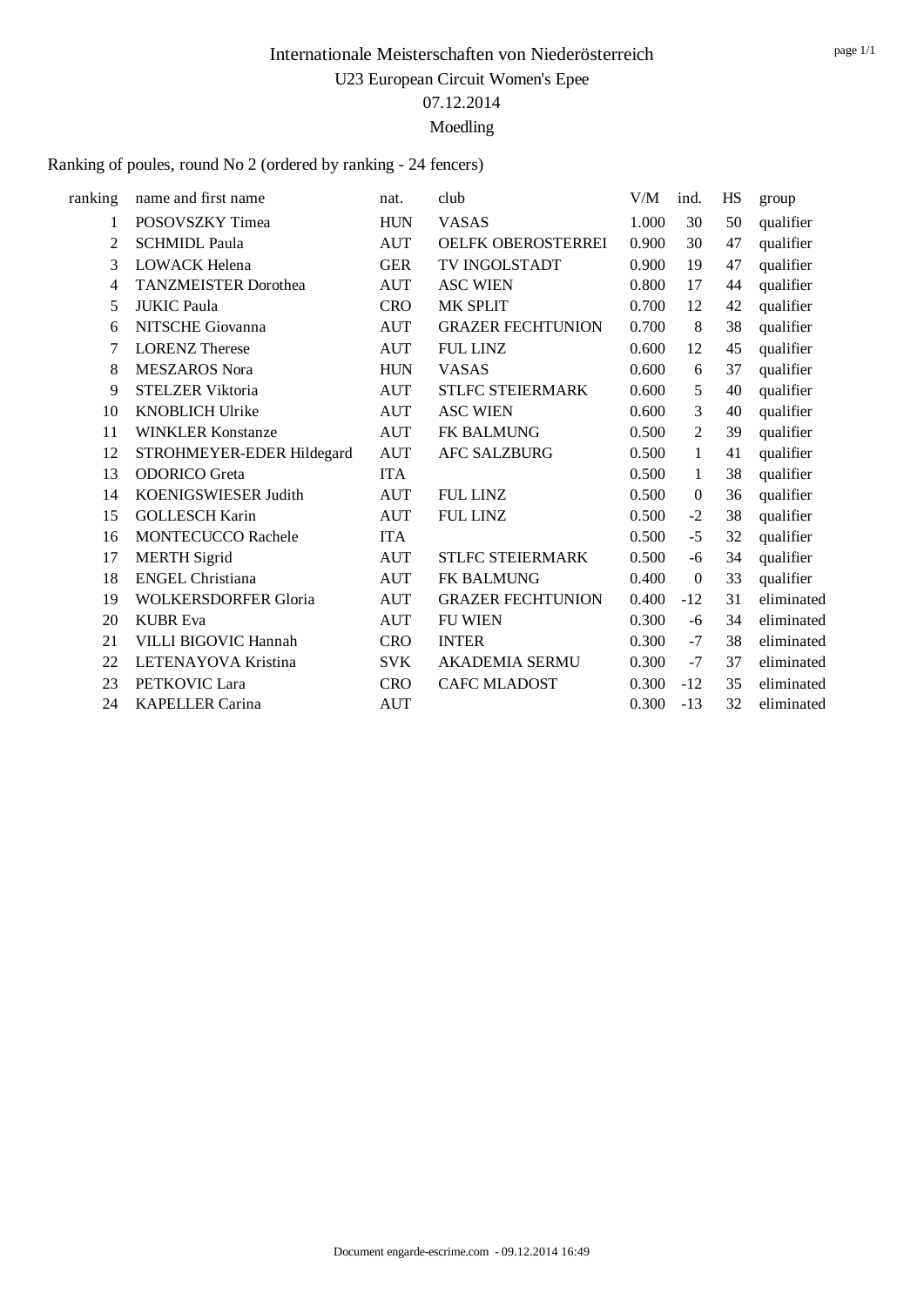# Internationale Meisterschaften von Niederösterreich

U23 European Circuit Women's Epee

07.12.2014

Moedling

Ranking of poules, round No 2 (ordered by ranking - 24 fencers)

| ranking | name and first name | nat. | club | V/M | ind. | HS | group |
|---|---|---|---|---|---|---|---|
| 1 | POSOVSZKY Timea | HUN | VASAS | 1.000 | 30 | 50 | qualifier |
| 2 | SCHMIDL Paula | AUT | OELFK OBEROSTERREI | 0.900 | 30 | 47 | qualifier |
| 3 | LOWACK Helena | GER | TV INGOLSTADT | 0.900 | 19 | 47 | qualifier |
| 4 | TANZMEISTER Dorothea | AUT | ASC WIEN | 0.800 | 17 | 44 | qualifier |
| 5 | JUKIC Paula | CRO | MK SPLIT | 0.700 | 12 | 42 | qualifier |
| 6 | NITSCHE Giovanna | AUT | GRAZER FECHTUNION | 0.700 | 8 | 38 | qualifier |
| 7 | LORENZ Therese | AUT | FUL LINZ | 0.600 | 12 | 45 | qualifier |
| 8 | MESZAROS Nora | HUN | VASAS | 0.600 | 6 | 37 | qualifier |
| 9 | STELZER Viktoria | AUT | STLFC STEIERMARK | 0.600 | 5 | 40 | qualifier |
| 10 | KNOBLICH Ulrike | AUT | ASC WIEN | 0.600 | 3 | 40 | qualifier |
| 11 | WINKLER Konstanze | AUT | FK BALMUNG | 0.500 | 2 | 39 | qualifier |
| 12 | STROHMEYER-EDER Hildegard | AUT | AFC SALZBURG | 0.500 | 1 | 41 | qualifier |
| 13 | ODORICO Greta | ITA | | 0.500 | 1 | 38 | qualifier |
| 14 | KOENIGSWIESER Judith | AUT | FUL LINZ | 0.500 | 0 | 36 | qualifier |
| 15 | GOLLESCH Karin | AUT | FUL LINZ | 0.500 | -2 | 38 | qualifier |
| 16 | MONTECUCCO Rachele | ITA | | 0.500 | -5 | 32 | qualifier |
| 17 | MERTH Sigrid | AUT | STLFC STEIERMARK | 0.500 | -6 | 34 | qualifier |
| 18 | ENGEL Christiana | AUT | FK BALMUNG | 0.400 | 0 | 33 | qualifier |
| 19 | WOLKERSDORFER Gloria | AUT | GRAZER FECHTUNION | 0.400 | -12 | 31 | eliminated |
| 20 | KUBR Eva | AUT | FU WIEN | 0.300 | -6 | 34 | eliminated |
| 21 | VILLI BIGOVIC Hannah | CRO | INTER | 0.300 | -7 | 38 | eliminated |
| 22 | LETENAYOVA Kristina | SVK | AKADEMIA SERMU | 0.300 | -7 | 37 | eliminated |
| 23 | PETKOVIC Lara | CRO | CAFC MLADOST | 0.300 | -12 | 35 | eliminated |
| 24 | KAPELLER Carina | AUT | | 0.300 | -13 | 32 | eliminated |

Document engarde-escrime.com - 09.12.2014 16:49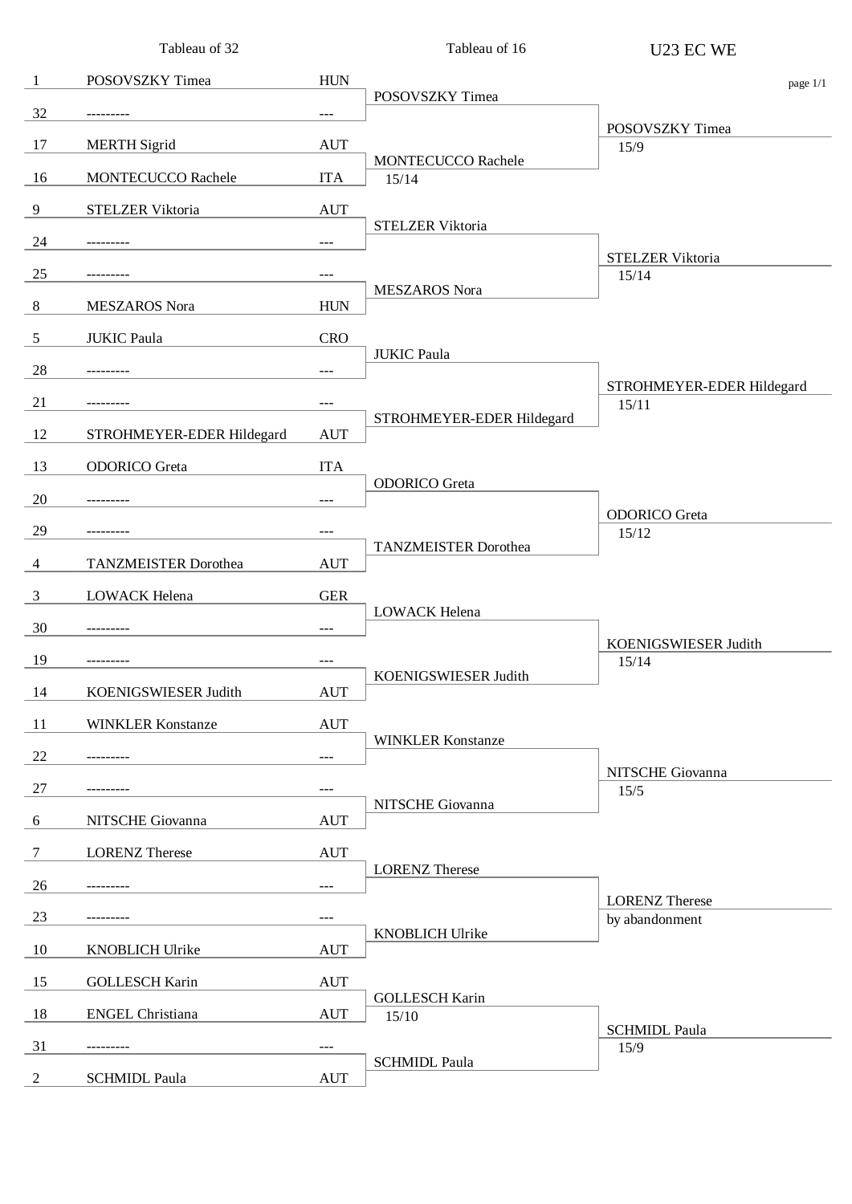# U23 EC WE

## Tableau of 32

| Seed | Name | Nation |
|---|---|---|
| 1 | POSOVSZKY Timea | HUN |
| 32 | --------- | --- |
| 17 | MERTH Sigrid | AUT |
| 16 | MONTECUCCO Rachele | ITA |
| 9 | STELZER Viktoria | AUT |
| 24 | --------- | --- |
| 25 | --------- | --- |
| 8 | MESZAROS Nora | HUN |
| 5 | JUKIC Paula | CRO |
| 28 | --------- | --- |
| 21 | --------- | --- |
| 12 | STROHMEYER-EDER Hildegard | AUT |
| 13 | ODORICO Greta | ITA |
| 20 | --------- | --- |
| 29 | --------- | --- |
| 4 | TANZMEISTER Dorothea | AUT |
| 3 | LOWACK Helena | GER |
| 30 | --------- | --- |
| 19 | --------- | --- |
| 14 | KOENIGSWIESER Judith | AUT |
| 11 | WINKLER Konstanze | AUT |
| 22 | --------- | --- |
| 27 | --------- | --- |
| 6 | NITSCHE Giovanna | AUT |
| 7 | LORENZ Therese | AUT |
| 26 | --------- | --- |
| 23 | --------- | --- |
| 10 | KNOBLICH Ulrike | AUT |
| 15 | GOLLESCH Karin | AUT |
| 18 | ENGEL Christiana | AUT |
| 31 | --------- | --- |
| 2 | SCHMIDL Paula | AUT |

## Tableau of 16

| Winner | Score |
|---|---|
| POSOVSZKY Timea | |
| MONTECUCCO Rachele | 15/14 |
| STELZER Viktoria | |
| MESZAROS Nora | |
| JUKIC Paula | |
| STROHMEYER-EDER Hildegard | |
| ODORICO Greta | |
| TANZMEISTER Dorothea | |
| LOWACK Helena | |
| KOENIGSWIESER Judith | |
| WINKLER Konstanze | |
| NITSCHE Giovanna | |
| LORENZ Therese | |
| KNOBLICH Ulrike | |
| GOLLESCH Karin | 15/10 |
| SCHMIDL Paula | |

## Tableau of 8

| Winner | Score |
|---|---|
| POSOVSZKY Timea | 15/9 |
| STELZER Viktoria | 15/14 |
| STROHMEYER-EDER Hildegard | 15/11 |
| ODORICO Greta | 15/12 |
| KOENIGSWIESER Judith | 15/14 |
| NITSCHE Giovanna | 15/5 |
| LORENZ Therese | by abandonment |
| SCHMIDL Paula | 15/9 |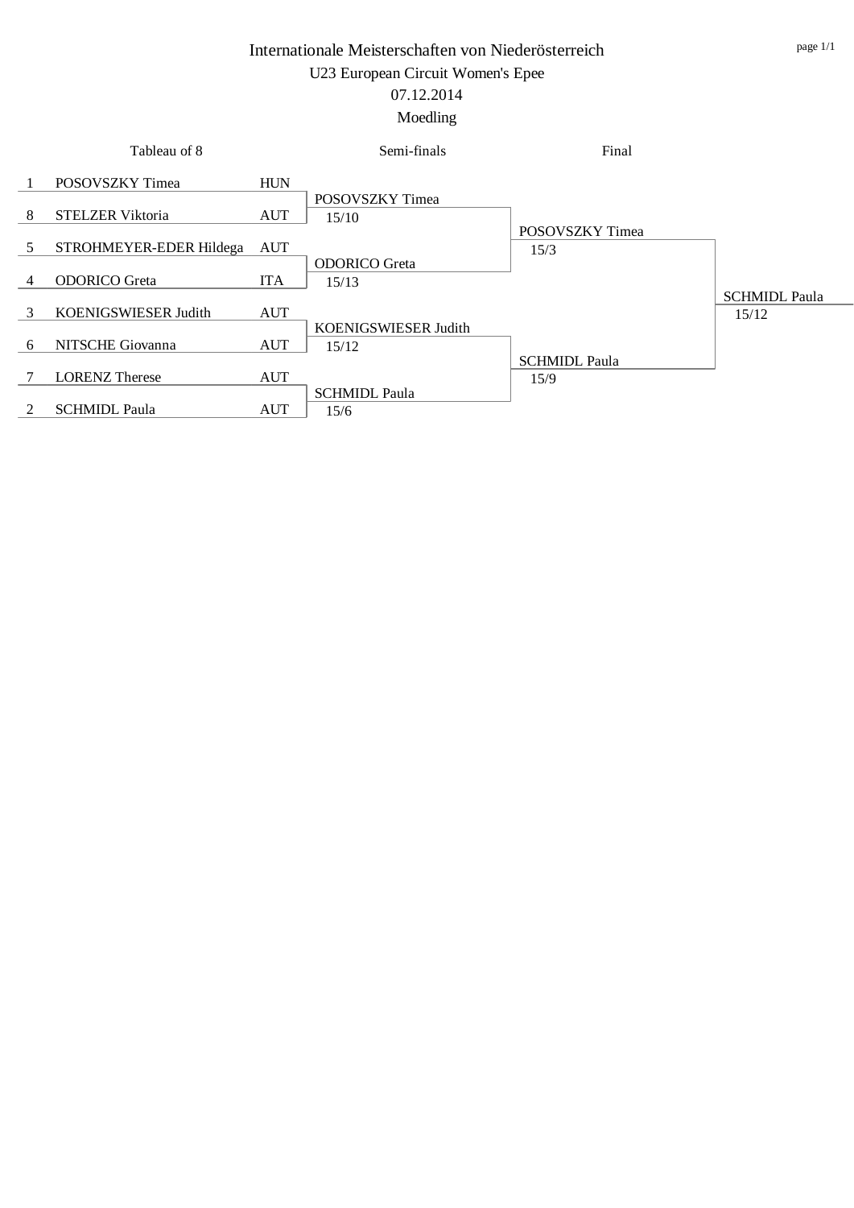# Internationale Meisterschaften von Niederösterreich

## U23 European Circuit Women's Epee

07.12.2014

Moedling

| Seed | Tableau of 8 | Nation | Semi-finals | Final | Winner |
|---|---|---|---|---|---|
| 1 | POSOVSZKY Timea | HUN | POSOVSZKY Timea 15/10 | POSOVSZKY Timea 15/3 | SCHMIDL Paula 15/12 |
| 8 | STELZER Viktoria | AUT | | | |
| 5 | STROHMEYER-EDER Hildega | AUT | ODORICO Greta 15/13 | | |
| 4 | ODORICO Greta | ITA | | | |
| 3 | KOENIGSWIESER Judith | AUT | KOENIGSWIESER Judith 15/12 | SCHMIDL Paula 15/9 | |
| 6 | NITSCHE Giovanna | AUT | | | |
| 7 | LORENZ Therese | AUT | SCHMIDL Paula 15/6 | | |
| 2 | SCHMIDL Paula | AUT | | | |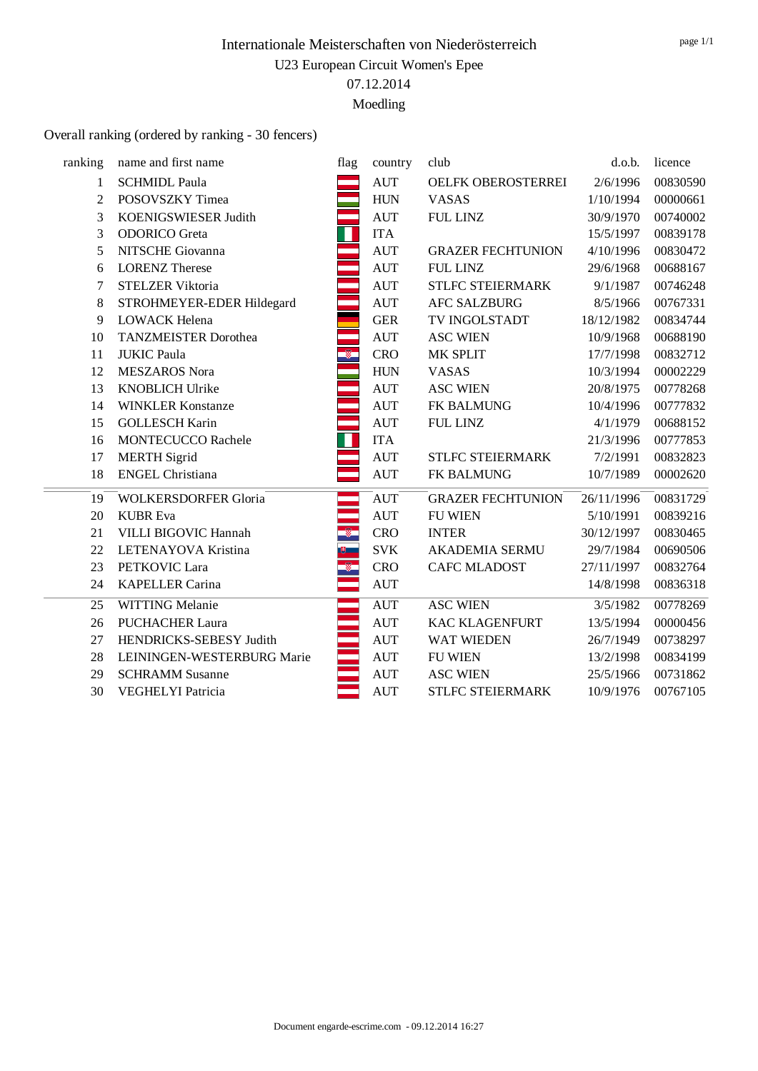# Internationale Meisterschaften von Niederösterreich

U23 European Circuit Women's Epee

07.12.2014

Moedling

Overall ranking (ordered by ranking - 30 fencers)

| ranking | name and first name | flag | country | club | d.o.b. | licence |
|---|---|---|---|---|---|---|
| 1 | SCHMIDL Paula | | AUT | OELFK OBEROSTERREI | 2/6/1996 | 00830590 |
| 2 | POSOVSZKY Timea | | HUN | VASAS | 1/10/1994 | 00000661 |
| 3 | KOENIGSWIESER Judith | | AUT | FUL LINZ | 30/9/1970 | 00740002 |
| 3 | ODORICO Greta | | ITA | | 15/5/1997 | 00839178 |
| 5 | NITSCHE Giovanna | | AUT | GRAZER FECHTUNION | 4/10/1996 | 00830472 |
| 6 | LORENZ Therese | | AUT | FUL LINZ | 29/6/1968 | 00688167 |
| 7 | STELZER Viktoria | | AUT | STLFC STEIERMARK | 9/1/1987 | 00746248 |
| 8 | STROHMEYER-EDER Hildegard | | AUT | AFC SALZBURG | 8/5/1966 | 00767331 |
| 9 | LOWACK Helena | | GER | TV INGOLSTADT | 18/12/1982 | 00834744 |
| 10 | TANZMEISTER Dorothea | | AUT | ASC WIEN | 10/9/1968 | 00688190 |
| 11 | JUKIC Paula | | CRO | MK SPLIT | 17/7/1998 | 00832712 |
| 12 | MESZAROS Nora | | HUN | VASAS | 10/3/1994 | 00002229 |
| 13 | KNOBLICH Ulrike | | AUT | ASC WIEN | 20/8/1975 | 00778268 |
| 14 | WINKLER Konstanze | | AUT | FK BALMUNG | 10/4/1996 | 00777832 |
| 15 | GOLLESCH Karin | | AUT | FUL LINZ | 4/1/1979 | 00688152 |
| 16 | MONTECUCCO Rachele | | ITA | | 21/3/1996 | 00777853 |
| 17 | MERTH Sigrid | | AUT | STLFC STEIERMARK | 7/2/1991 | 00832823 |
| 18 | ENGEL Christiana | | AUT | FK BALMUNG | 10/7/1989 | 00002620 |
| 19 | WOLKERSDORFER Gloria | | AUT | GRAZER FECHTUNION | 26/11/1996 | 00831729 |
| 20 | KUBR Eva | | AUT | FU WIEN | 5/10/1991 | 00839216 |
| 21 | VILLI BIGOVIC Hannah | | CRO | INTER | 30/12/1997 | 00830465 |
| 22 | LETENAYOVA Kristina | | SVK | AKADEMIA SERMU | 29/7/1984 | 00690506 |
| 23 | PETKOVIC Lara | | CRO | CAFC MLADOST | 27/11/1997 | 00832764 |
| 24 | KAPELLER Carina | | AUT | | 14/8/1998 | 00836318 |
| 25 | WITTING Melanie | | AUT | ASC WIEN | 3/5/1982 | 00778269 |
| 26 | PUCHACHER Laura | | AUT | KAC KLAGENFURT | 13/5/1994 | 00000456 |
| 27 | HENDRICKS-SEBESY Judith | | AUT | WAT WIEDEN | 26/7/1949 | 00738297 |
| 28 | LEININGEN-WESTERBURG Marie | | AUT | FU WIEN | 13/2/1998 | 00834199 |
| 29 | SCHRAMM Susanne | | AUT | ASC WIEN | 25/5/1966 | 00731862 |
| 30 | VEGHELYI Patricia | | AUT | STLFC STEIERMARK | 10/9/1976 | 00767105 |

Document engarde-escrime.com - 09.12.2014 16:27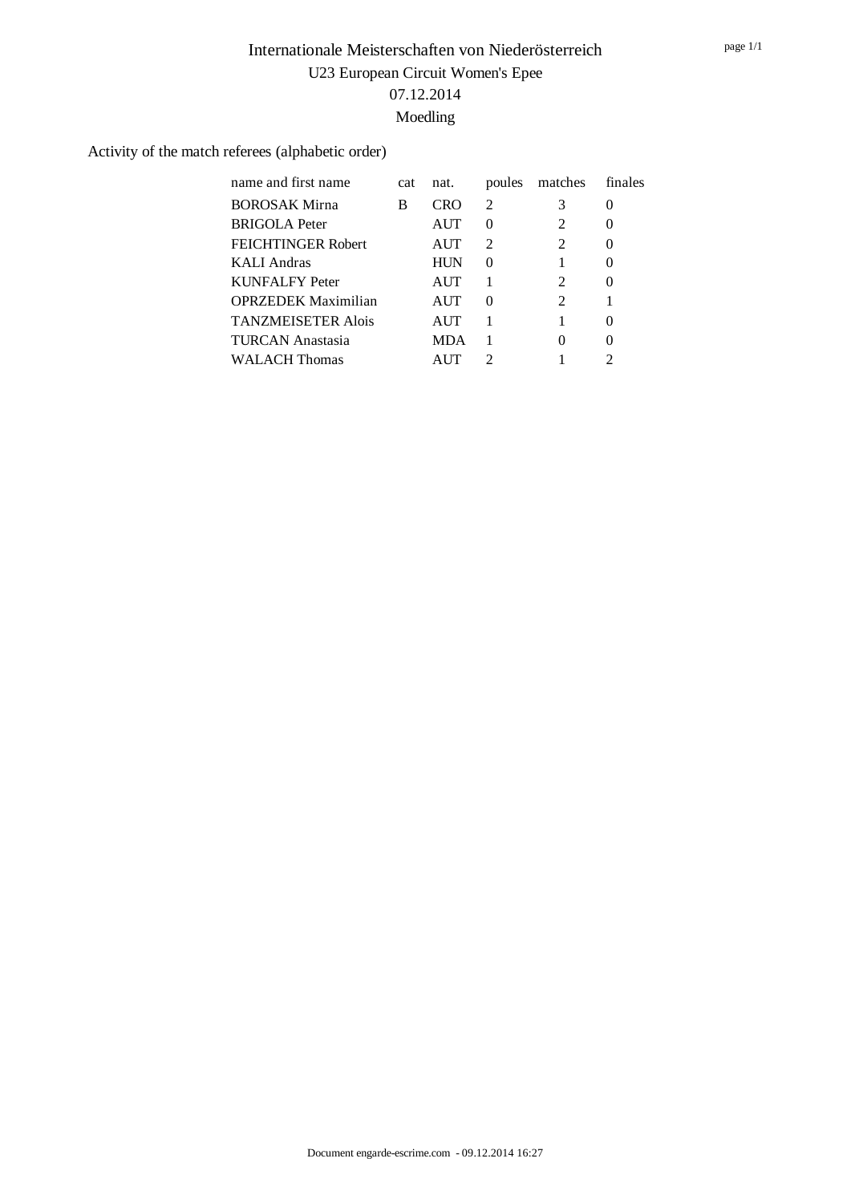# Internationale Meisterschaften von Niederösterreich

U23 European Circuit Women's Epee

07.12.2014

Moedling

Activity of the match referees (alphabetic order)

| name and first name | cat | nat. | poules | matches | finales |
|---|---|---|---|---|---|
| BOROSAK Mirna | B | CRO | 2 | 3 | 0 |
| BRIGOLA Peter | | AUT | 0 | 2 | 0 |
| FEICHTINGER Robert | | AUT | 2 | 2 | 0 |
| KALI Andras | | HUN | 0 | 1 | 0 |
| KUNFALFY Peter | | AUT | 1 | 2 | 0 |
| OPRZEDEK Maximilian | | AUT | 0 | 2 | 1 |
| TANZMEISETER Alois | | AUT | 1 | 1 | 0 |
| TURCAN Anastasia | | MDA | 1 | 0 | 0 |
| WALACH Thomas | | AUT | 2 | 1 | 2 |

Document engarde-escrime.com - 09.12.2014 16:27